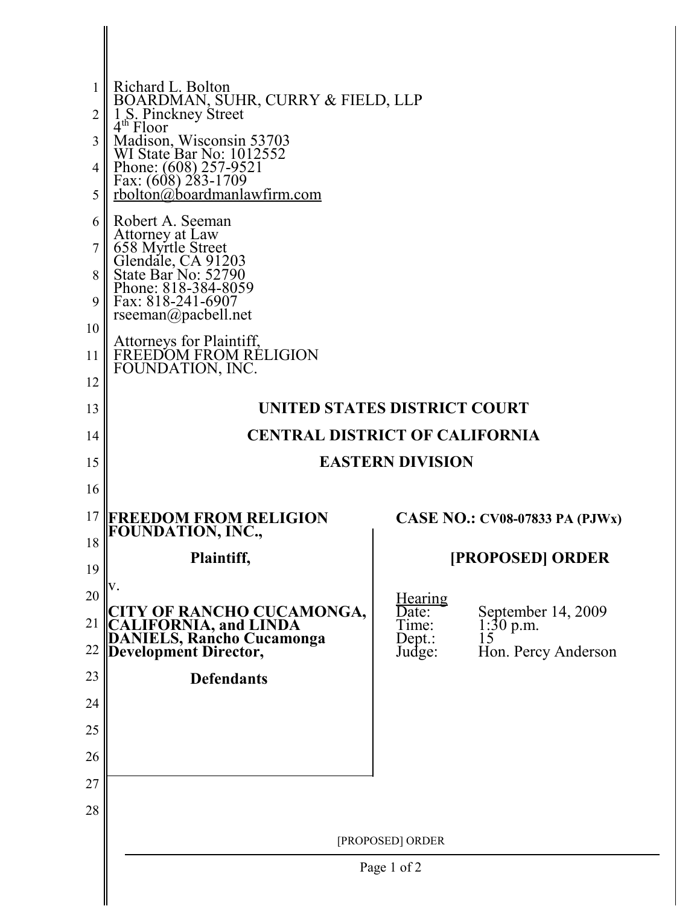Richard L. Bolton
BOARDMAN, SUHR, CURRY & FIELD, LLP
1 S. Pinckney Street
4th Floor
Madison, Wisconsin 53703
WI State Bar No: 1012552
Phone: (608) 257-9521
Fax: (608) 283-1709
rbolton@boardmanlawfirm.com

Robert A. Seeman
Attorney at Law
658 Myrtle Street
Glendale, CA 91203
State Bar No: 52790
Phone: 818-384-8059
Fax: 818-241-6907
rseeman@pacbell.net

Attorneys for Plaintiff,
FREEDOM FROM RELIGION
FOUNDATION, INC.

**UNITED STATES DISTRICT COURT**

**CENTRAL DISTRICT OF CALIFORNIA**

**EASTERN DIVISION**

**FREEDOM FROM RELIGION FOUNDATION, INC.,**

**Plaintiff,**

v.

**CITY OF RANCHO CUCAMONGA, CALIFORNIA, and LINDA DANIELS, Rancho Cucamonga Development Director,**

**Defendants**

**CASE NO.: CV08-07833 PA (PJWx)**

**[PROPOSED] ORDER**

Hearing
Date: September 14, 2009
Time: 1:30 p.m.
Dept.: 15
Judge: Hon. Percy Anderson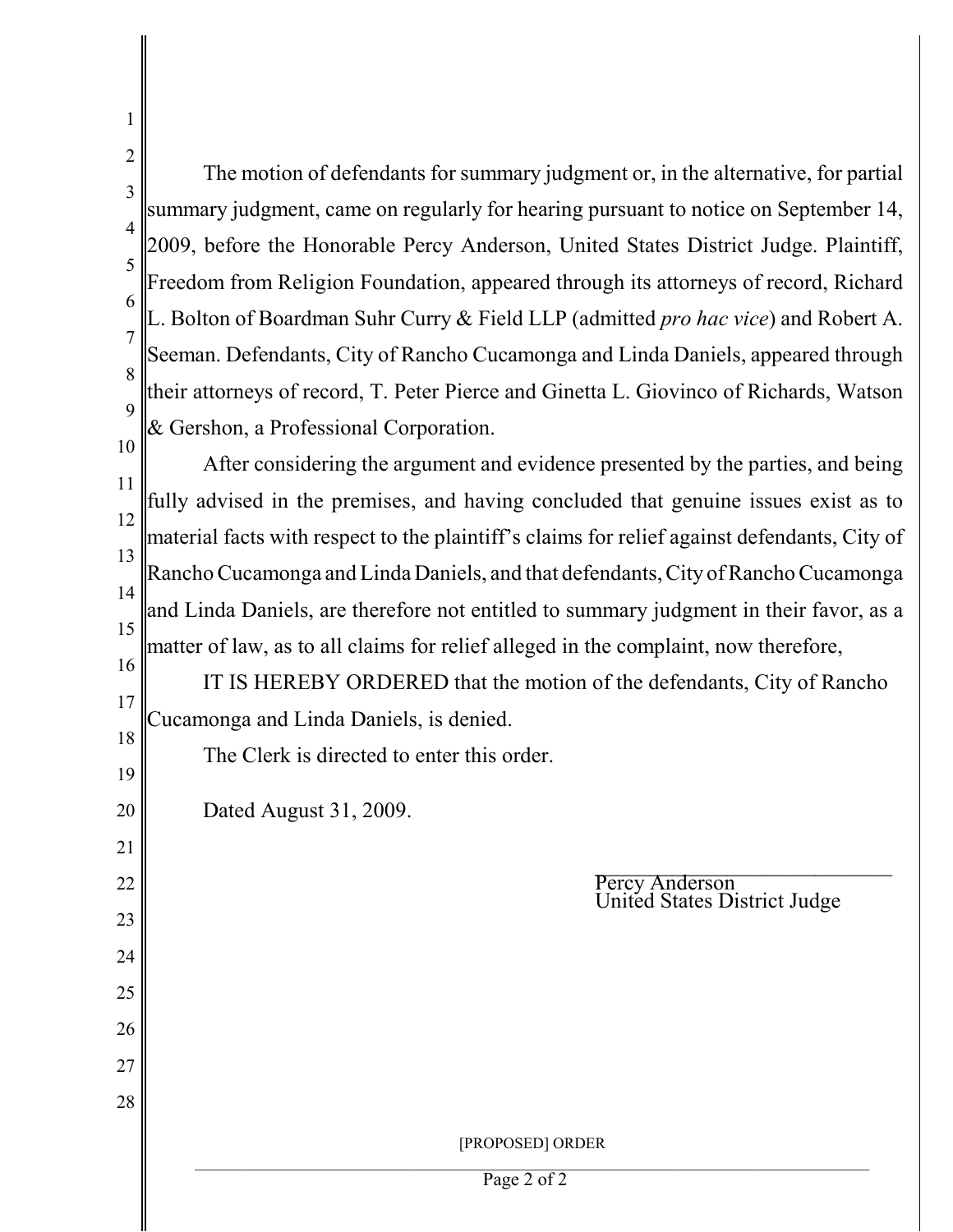The motion of defendants for summary judgment or, in the alternative, for partial summary judgment, came on regularly for hearing pursuant to notice on September 14, 2009, before the Honorable Percy Anderson, United States District Judge. Plaintiff, Freedom from Religion Foundation, appeared through its attorneys of record, Richard L. Bolton of Boardman Suhr Curry & Field LLP (admitted *pro hac vice*) and Robert A. Seeman. Defendants, City of Rancho Cucamonga and Linda Daniels, appeared through their attorneys of record, T. Peter Pierce and Ginetta L. Giovinco of Richards, Watson & Gershon, a Professional Corporation.

After considering the argument and evidence presented by the parties, and being fully advised in the premises, and having concluded that genuine issues exist as to material facts with respect to the plaintiff's claims for relief against defendants, City of Rancho Cucamonga and Linda Daniels, and that defendants, City of Rancho Cucamonga and Linda Daniels, are therefore not entitled to summary judgment in their favor, as a matter of law, as to all claims for relief alleged in the complaint, now therefore,

IT IS HEREBY ORDERED that the motion of the defendants, City of Rancho Cucamonga and Linda Daniels, is denied.

The Clerk is directed to enter this order.

Dated August 31, 2009.

Percy Anderson
United States District Judge

[PROPOSED] ORDER